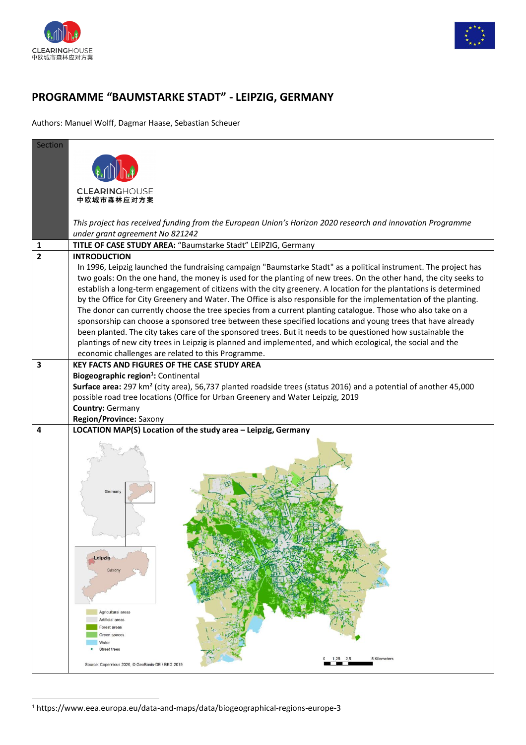# PROGRAMME "BAUMSTARKE STADT" - LEIPZIG, GERMANY

Authors: Manuel Wolff, Dagmar Haase, Sebastian Scheuer

| Section | |
|---|---|
| | CLEARINGHOUSE 中欧城市森林应对方案<br><br>*This project has received funding from the European Union's Horizon 2020 research and innovation Programme under grant agreement No 821242* |
| 1 | **TITLE OF CASE STUDY AREA:** "Baumstarke Stadt" LEIPZIG, Germany |
| 2 | **INTRODUCTION**<br>In 1996, Leipzig launched the fundraising campaign "Baumstarke Stadt" as a political instrument. The project has two goals: On the one hand, the money is used for the planting of new trees. On the other hand, the city seeks to establish a long-term engagement of citizens with the city greenery. A location for the plantations is determined by the Office for City Greenery and Water. The Office is also responsible for the implementation of the planting. The donor can currently choose the tree species from a current planting catalogue. Those who also take on a sponsorship can choose a sponsored tree between these specified locations and young trees that have already been planted. The city takes care of the sponsored trees. But it needs to be questioned how sustainable the plantings of new city trees in Leipzig is planned and implemented, and which ecological, the social and the economic challenges are related to this Programme. |
| 3 | **KEY FACTS AND FIGURES OF THE CASE STUDY AREA**<br>**Biogeographic region[1]:** Continental<br>**Surface area:** 297 km² (city area), 56,737 planted roadside trees (status 2016) and a potential of another 45,000 possible road tree locations (Office for Urban Greenery and Water Leipzig, 2019<br>**Country:** Germany<br>**Region/Province:** Saxony |
| 4 | **LOCATION MAP(S) Location of the study area – Leipzig, Germany**<br><br>Germany; Leipzig; Saxony<br>Agricultural areas; Artificial areas; Forest areas; Green spaces; Water; Street trees<br>0 1.25 2.5 5 Kilometers<br>Source: Copernicus 2020, © GeoBasis-DE / BKG 2019 |

[1] https://www.eea.europa.eu/data-and-maps/data/biogeographical-regions-europe-3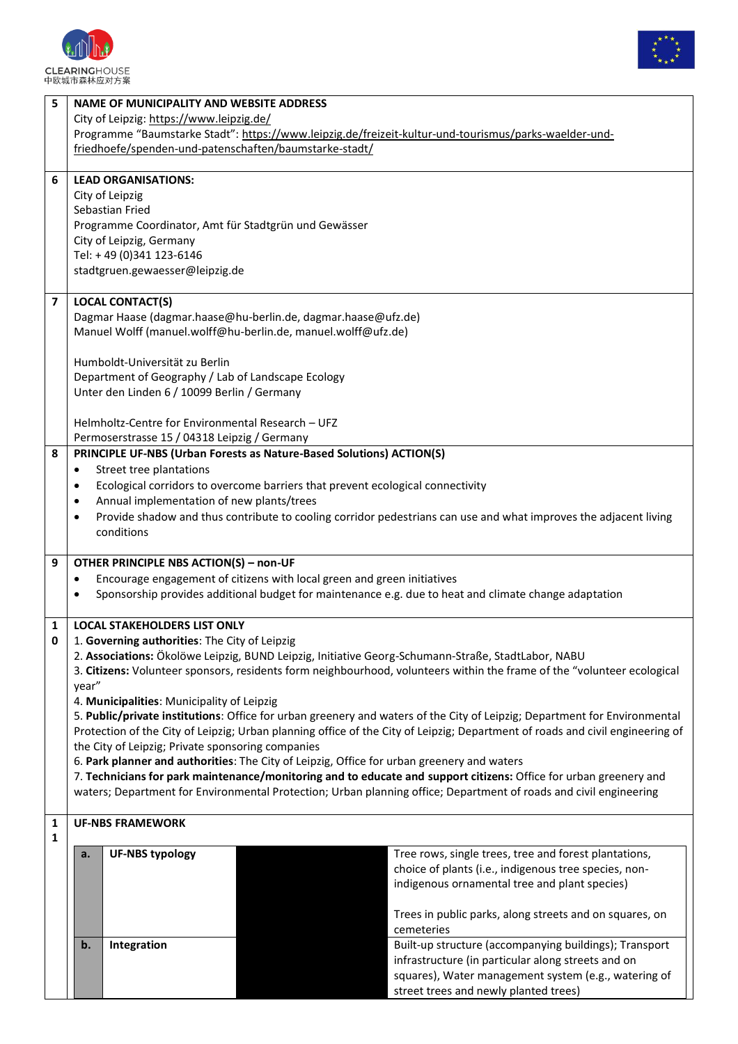| | |
|---|---|
| 5 | **NAME OF MUNICIPALITY AND WEBSITE ADDRESS**<br>City of Leipzig: https://www.leipzig.de/<br>Programme "Baumstarke Stadt": https://www.leipzig.de/freizeit-kultur-und-tourismus/parks-waelder-und-friedhoefe/spenden-und-patenschaften/baumstarke-stadt/ |
| 6 | **LEAD ORGANISATIONS:**<br>City of Leipzig<br>Sebastian Fried<br>Programme Coordinator, Amt für Stadtgrün und Gewässer<br>City of Leipzig, Germany<br>Tel: + 49 (0)341 123-6146<br>stadtgruen.gewaesser@leipzig.de |
| 7 | **LOCAL CONTACT(S)**<br>Dagmar Haase (dagmar.haase@hu-berlin.de, dagmar.haase@ufz.de)<br>Manuel Wolff (manuel.wolff@hu-berlin.de, manuel.wolff@ufz.de)<br><br>Humboldt-Universität zu Berlin<br>Department of Geography / Lab of Landscape Ecology<br>Unter den Linden 6 / 10099 Berlin / Germany<br><br>Helmholtz-Centre for Environmental Research – UFZ<br>Permoserstrasse 15 / 04318 Leipzig / Germany |
| 8 | **PRINCIPLE UF-NBS (Urban Forests as Nature-Based Solutions) ACTION(S)**<br>• Street tree plantations<br>• Ecological corridors to overcome barriers that prevent ecological connectivity<br>• Annual implementation of new plants/trees<br>• Provide shadow and thus contribute to cooling corridor pedestrians can use and what improves the adjacent living conditions |
| 9 | **OTHER PRINCIPLE NBS ACTION(S) – non-UF**<br>• Encourage engagement of citizens with local green and green initiatives<br>• Sponsorship provides additional budget for maintenance e.g. due to heat and climate change adaptation |
| 10 | **LOCAL STAKEHOLDERS LIST ONLY**<br>1. **Governing authorities**: The City of Leipzig<br>2. **Associations:** Ökolöwe Leipzig, BUND Leipzig, Initiative Georg-Schumann-Straße, StadtLabor, NABU<br>3. **Citizens:** Volunteer sponsors, residents form neighbourhood, volunteers within the frame of the "volunteer ecological year"<br>4. **Municipalities**: Municipality of Leipzig<br>5. **Public/private institutions**: Office for urban greenery and waters of the City of Leipzig; Department for Environmental Protection of the City of Leipzig; Urban planning office of the City of Leipzig; Department of roads and civil engineering of the City of Leipzig; Private sponsoring companies<br>6. **Park planner and authorities**: The City of Leipzig, Office for urban greenery and waters<br>7. **Technicians for park maintenance/monitoring and to educate and support citizens:** Office for urban greenery and waters; Department for Environmental Protection; Urban planning office; Department of roads and civil engineering |
| 11 | **UF-NBS FRAMEWORK** |

| | | | |
|---|---|---|---|
| **a.** | **UF-NBS typology** | | Tree rows, single trees, tree and forest plantations, choice of plants (i.e., indigenous tree species, non-indigenous ornamental tree and plant species)<br><br>Trees in public parks, along streets and on squares, on cemeteries |
| **b.** | **Integration** | | Built-up structure (accompanying buildings); Transport infrastructure (in particular along streets and on squares), Water management system (e.g., watering of street trees and newly planted trees) |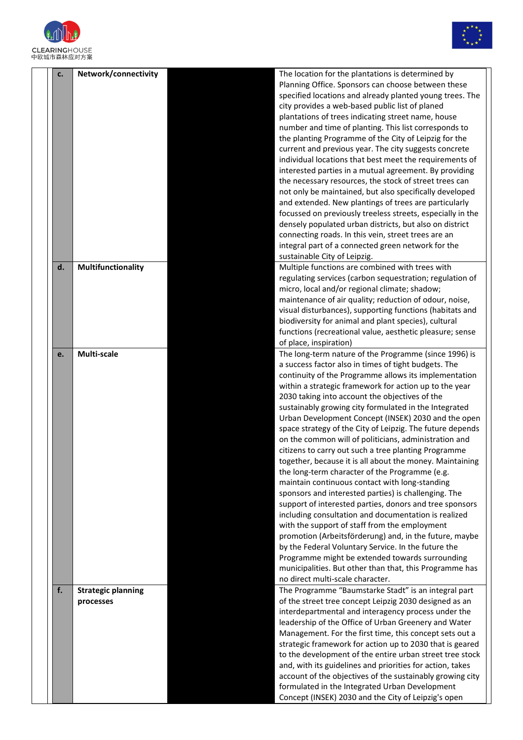| | | | | |
|---|---|---|---|---|
| | c. | **Network/connectivity** | | The location for the plantations is determined by Planning Office. Sponsors can choose between these specified locations and already planted young trees. The city provides a web-based public list of planed plantations of trees indicating street name, house number and time of planting. This list corresponds to the planting Programme of the City of Leipzig for the current and previous year. The city suggests concrete individual locations that best meet the requirements of interested parties in a mutual agreement. By providing the necessary resources, the stock of street trees can not only be maintained, but also specifically developed and extended. New plantings of trees are particularly focussed on previously treeless streets, especially in the densely populated urban districts, but also on district connecting roads. In this vein, street trees are an integral part of a connected green network for the sustainable City of Leipzig. |
| | d. | **Multifunctionality** | | Multiple functions are combined with trees with regulating services (carbon sequestration; regulation of micro, local and/or regional climate; shadow; maintenance of air quality; reduction of odour, noise, visual disturbances), supporting functions (habitats and biodiversity for animal and plant species), cultural functions (recreational value, aesthetic pleasure; sense of place, inspiration) |
| | e. | **Multi-scale** | | The long-term nature of the Programme (since 1996) is a success factor also in times of tight budgets. The continuity of the Programme allows its implementation within a strategic framework for action up to the year 2030 taking into account the objectives of the sustainably growing city formulated in the Integrated Urban Development Concept (INSEK) 2030 and the open space strategy of the City of Leipzig. The future depends on the common will of politicians, administration and citizens to carry out such a tree planting Programme together, because it is all about the money. Maintaining the long-term character of the Programme (e.g. maintain continuous contact with long-standing sponsors and interested parties) is challenging. The support of interested parties, donors and tree sponsors including consultation and documentation is realized with the support of staff from the employment promotion (Arbeitsförderung) and, in the future, maybe by the Federal Voluntary Service. In the future the Programme might be extended towards surrounding municipalities. But other than that, this Programme has no direct multi-scale character. |
| | f. | **Strategic planning processes** | | The Programme "Baumstarke Stadt" is an integral part of the street tree concept Leipzig 2030 designed as an interdepartmental and interagency process under the leadership of the Office of Urban Greenery and Water Management. For the first time, this concept sets out a strategic framework for action up to 2030 that is geared to the development of the entire urban street tree stock and, with its guidelines and priorities for action, takes account of the objectives of the sustainably growing city formulated in the Integrated Urban Development Concept (INSEK) 2030 and the City of Leipzig's open |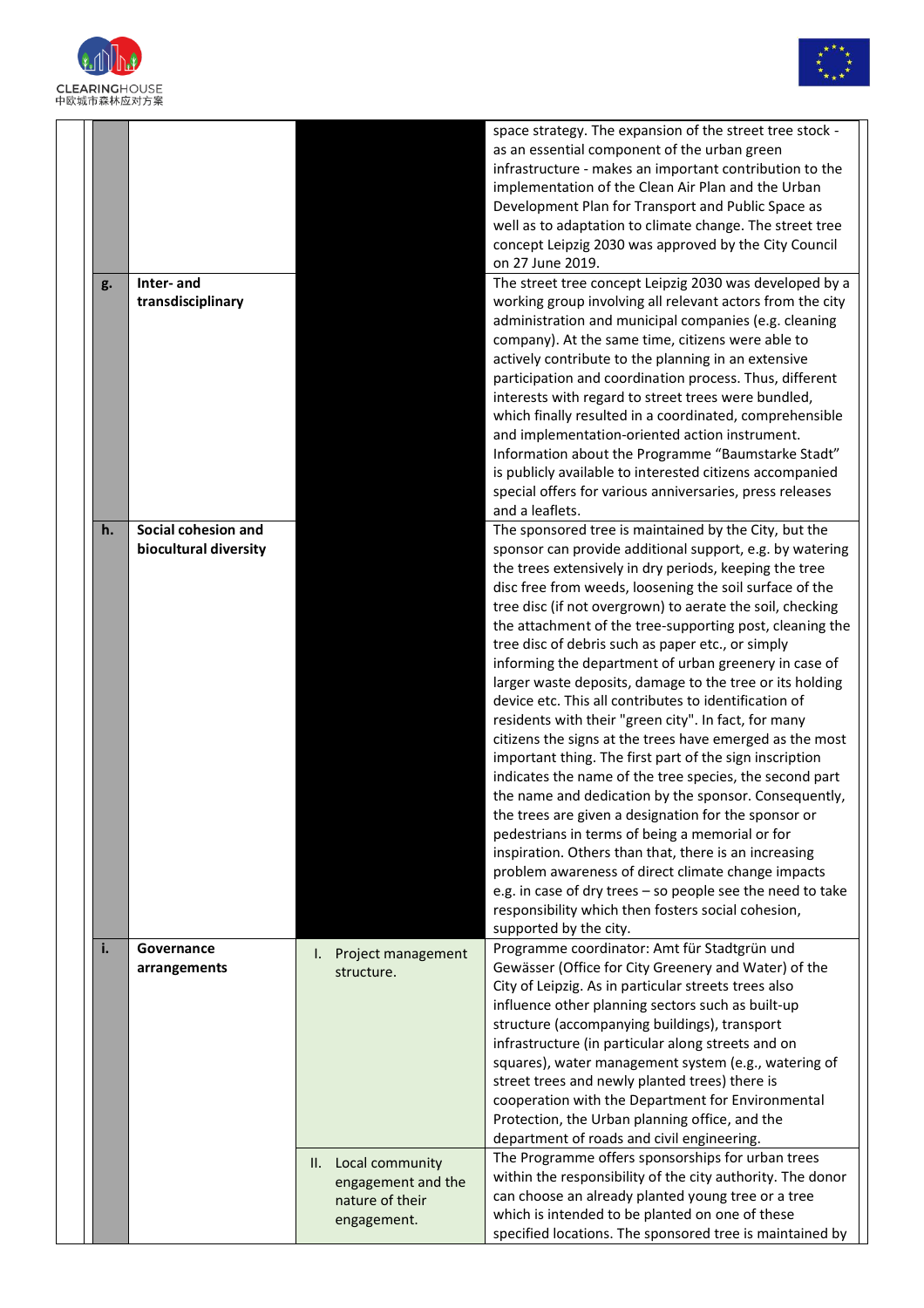| | | | |
|---|---|---|---|
| | | | space strategy. The expansion of the street tree stock - as an essential component of the urban green infrastructure - makes an important contribution to the implementation of the Clean Air Plan and the Urban Development Plan for Transport and Public Space as well as to adaptation to climate change. The street tree concept Leipzig 2030 was approved by the City Council on 27 June 2019. |
| **g.** | **Inter- and transdisciplinary** | | The street tree concept Leipzig 2030 was developed by a working group involving all relevant actors from the city administration and municipal companies (e.g. cleaning company). At the same time, citizens were able to actively contribute to the planning in an extensive participation and coordination process. Thus, different interests with regard to street trees were bundled, which finally resulted in a coordinated, comprehensible and implementation-oriented action instrument. Information about the Programme "Baumstarke Stadt" is publicly available to interested citizens accompanied special offers for various anniversaries, press releases and a leaflets. |
| **h.** | **Social cohesion and biocultural diversity** | | The sponsored tree is maintained by the City, but the sponsor can provide additional support, e.g. by watering the trees extensively in dry periods, keeping the tree disc free from weeds, loosening the soil surface of the tree disc (if not overgrown) to aerate the soil, checking the attachment of the tree-supporting post, cleaning the tree disc of debris such as paper etc., or simply informing the department of urban greenery in case of larger waste deposits, damage to the tree or its holding device etc. This all contributes to identification of residents with their "green city". In fact, for many citizens the signs at the trees have emerged as the most important thing. The first part of the sign inscription indicates the name of the tree species, the second part the name and dedication by the sponsor. Consequently, the trees are given a designation for the sponsor or pedestrians in terms of being a memorial or for inspiration. Others than that, there is an increasing problem awareness of direct climate change impacts e.g. in case of dry trees – so people see the need to take responsibility which then fosters social cohesion, supported by the city. |
| **i.** | **Governance arrangements** | I. Project management structure. | Programme coordinator: Amt für Stadtgrün und Gewässer (Office for City Greenery and Water) of the City of Leipzig. As in particular streets trees also influence other planning sectors such as built-up structure (accompanying buildings), transport infrastructure (in particular along streets and on squares), water management system (e.g., watering of street trees and newly planted trees) there is cooperation with the Department for Environmental Protection, the Urban planning office, and the department of roads and civil engineering. |
| | | II. Local community engagement and the nature of their engagement. | The Programme offers sponsorships for urban trees within the responsibility of the city authority. The donor can choose an already planted young tree or a tree which is intended to be planted on one of these specified locations. The sponsored tree is maintained by |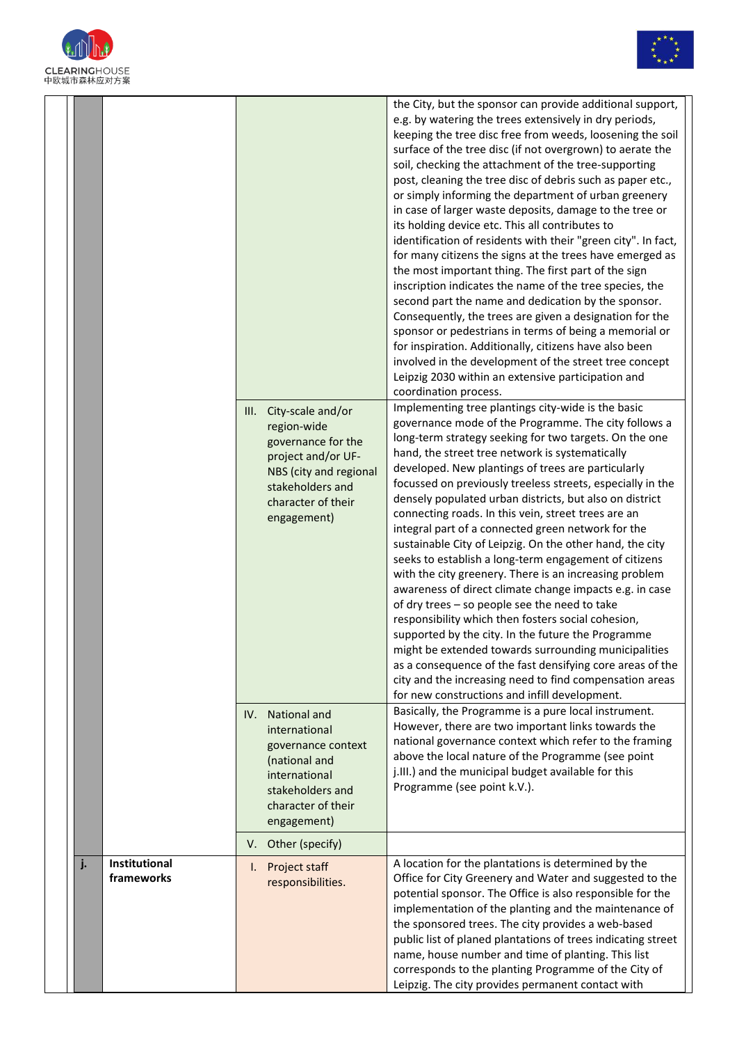| | | | |
|---|---|---|---|
| | | | the City, but the sponsor can provide additional support, e.g. by watering the trees extensively in dry periods, keeping the tree disc free from weeds, loosening the soil surface of the tree disc (if not overgrown) to aerate the soil, checking the attachment of the tree-supporting post, cleaning the tree disc of debris such as paper etc., or simply informing the department of urban greenery in case of larger waste deposits, damage to the tree or its holding device etc. This all contributes to identification of residents with their "green city". In fact, for many citizens the signs at the trees have emerged as the most important thing. The first part of the sign inscription indicates the name of the tree species, the second part the name and dedication by the sponsor. Consequently, the trees are given a designation for the sponsor or pedestrians in terms of being a memorial or for inspiration. Additionally, citizens have also been involved in the development of the street tree concept Leipzig 2030 within an extensive participation and coordination process. |
| | | III. City-scale and/or region-wide governance for the project and/or UF-NBS (city and regional stakeholders and character of their engagement) | Implementing tree plantings city-wide is the basic governance mode of the Programme. The city follows a long-term strategy seeking for two targets. On the one hand, the street tree network is systematically developed. New plantings of trees are particularly focussed on previously treeless streets, especially in the densely populated urban districts, but also on district connecting roads. In this vein, street trees are an integral part of a connected green network for the sustainable City of Leipzig. On the other hand, the city seeks to establish a long-term engagement of citizens with the city greenery. There is an increasing problem awareness of direct climate change impacts e.g. in case of dry trees – so people see the need to take responsibility which then fosters social cohesion, supported by the city. In the future the Programme might be extended towards surrounding municipalities as a consequence of the fast densifying core areas of the city and the increasing need to find compensation areas for new constructions and infill development. |
| | | IV. National and international governance context (national and international stakeholders and character of their engagement) | Basically, the Programme is a pure local instrument. However, there are two important links towards the national governance context which refer to the framing above the local nature of the Programme (see point j.III.) and the municipal budget available for this Programme (see point k.V.). |
| | | V. Other (specify) | |
| j. | **Institutional frameworks** | I. Project staff responsibilities. | A location for the plantations is determined by the Office for City Greenery and Water and suggested to the potential sponsor. The Office is also responsible for the implementation of the planting and the maintenance of the sponsored trees. The city provides a web-based public list of planed plantations of trees indicating street name, house number and time of planting. This list corresponds to the planting Programme of the City of Leipzig. The city provides permanent contact with |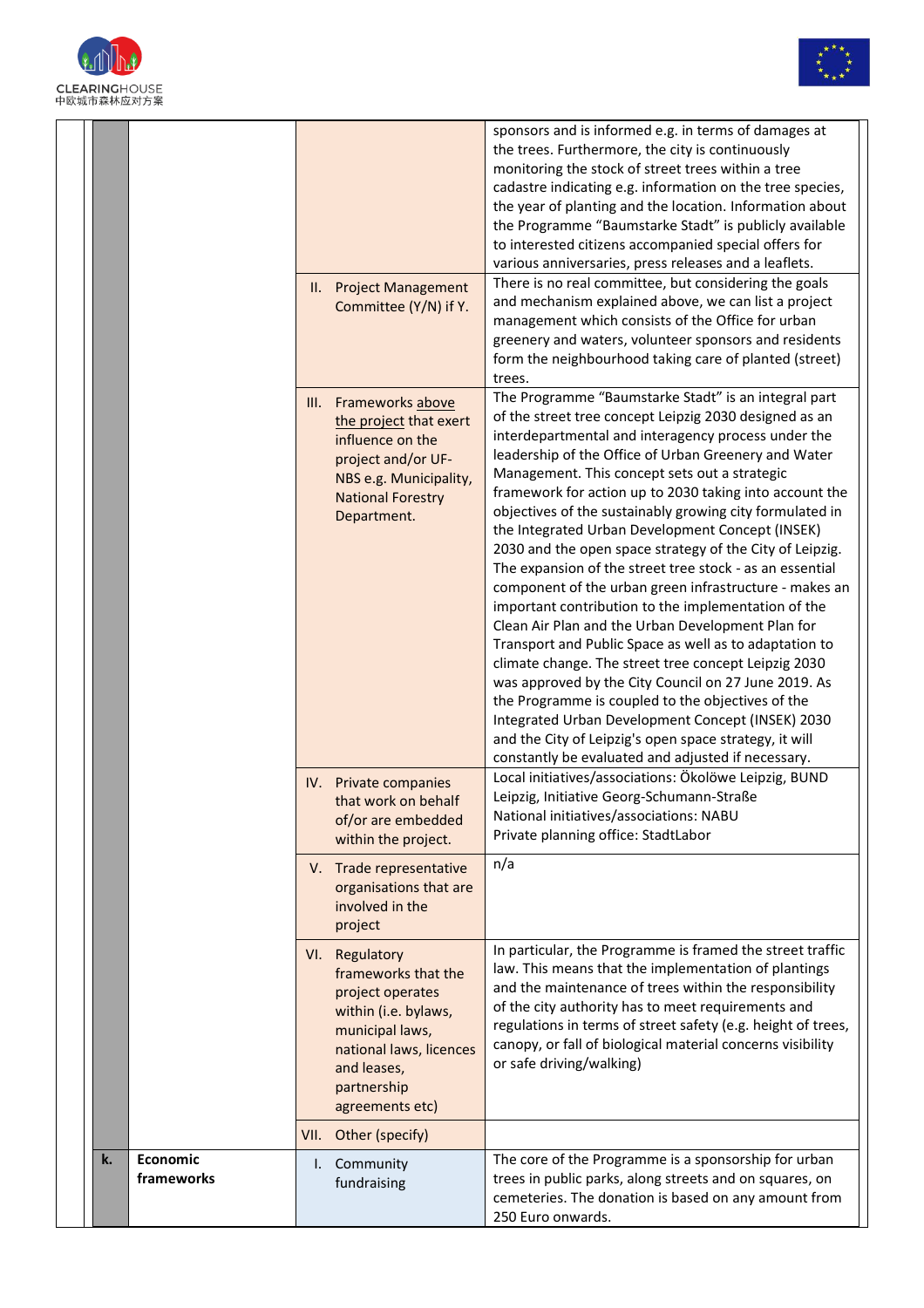| | | | |
|---|---|---|---|
| | | | sponsors and is informed e.g. in terms of damages at the trees. Furthermore, the city is continuously monitoring the stock of street trees within a tree cadastre indicating e.g. information on the tree species, the year of planting and the location. Information about the Programme "Baumstarke Stadt" is publicly available to interested citizens accompanied special offers for various anniversaries, press releases and a leaflets. |
| | | II. Project Management Committee (Y/N) if Y. | There is no real committee, but considering the goals and mechanism explained above, we can list a project management which consists of the Office for urban greenery and waters, volunteer sponsors and residents form the neighbourhood taking care of planted (street) trees. |
| | | III. Frameworks above the project that exert influence on the project and/or UF-NBS e.g. Municipality, National Forestry Department. | The Programme "Baumstarke Stadt" is an integral part of the street tree concept Leipzig 2030 designed as an interdepartmental and interagency process under the leadership of the Office of Urban Greenery and Water Management. This concept sets out a strategic framework for action up to 2030 taking into account the objectives of the sustainably growing city formulated in the Integrated Urban Development Concept (INSEK) 2030 and the open space strategy of the City of Leipzig. The expansion of the street tree stock - as an essential component of the urban green infrastructure - makes an important contribution to the implementation of the Clean Air Plan and the Urban Development Plan for Transport and Public Space as well as to adaptation to climate change. The street tree concept Leipzig 2030 was approved by the City Council on 27 June 2019. As the Programme is coupled to the objectives of the Integrated Urban Development Concept (INSEK) 2030 and the City of Leipzig's open space strategy, it will constantly be evaluated and adjusted if necessary. |
| | | IV. Private companies that work on behalf of/or are embedded within the project. | Local initiatives/associations: Ökolöwe Leipzig, BUND Leipzig, Initiative Georg-Schumann-Straße<br>National initiatives/associations: NABU<br>Private planning office: StadtLabor |
| | | V. Trade representative organisations that are involved in the project | n/a |
| | | VI. Regulatory frameworks that the project operates within (i.e. bylaws, municipal laws, national laws, licences and leases, partnership agreements etc) | In particular, the Programme is framed the street traffic law. This means that the implementation of plantings and the maintenance of trees within the responsibility of the city authority has to meet requirements and regulations in terms of street safety (e.g. height of trees, canopy, or fall of biological material concerns visibility or safe driving/walking) |
| | | VII. Other (specify) | |
| **k.** | **Economic frameworks** | I. Community fundraising | The core of the Programme is a sponsorship for urban trees in public parks, along streets and on squares, on cemeteries. The donation is based on any amount from 250 Euro onwards. |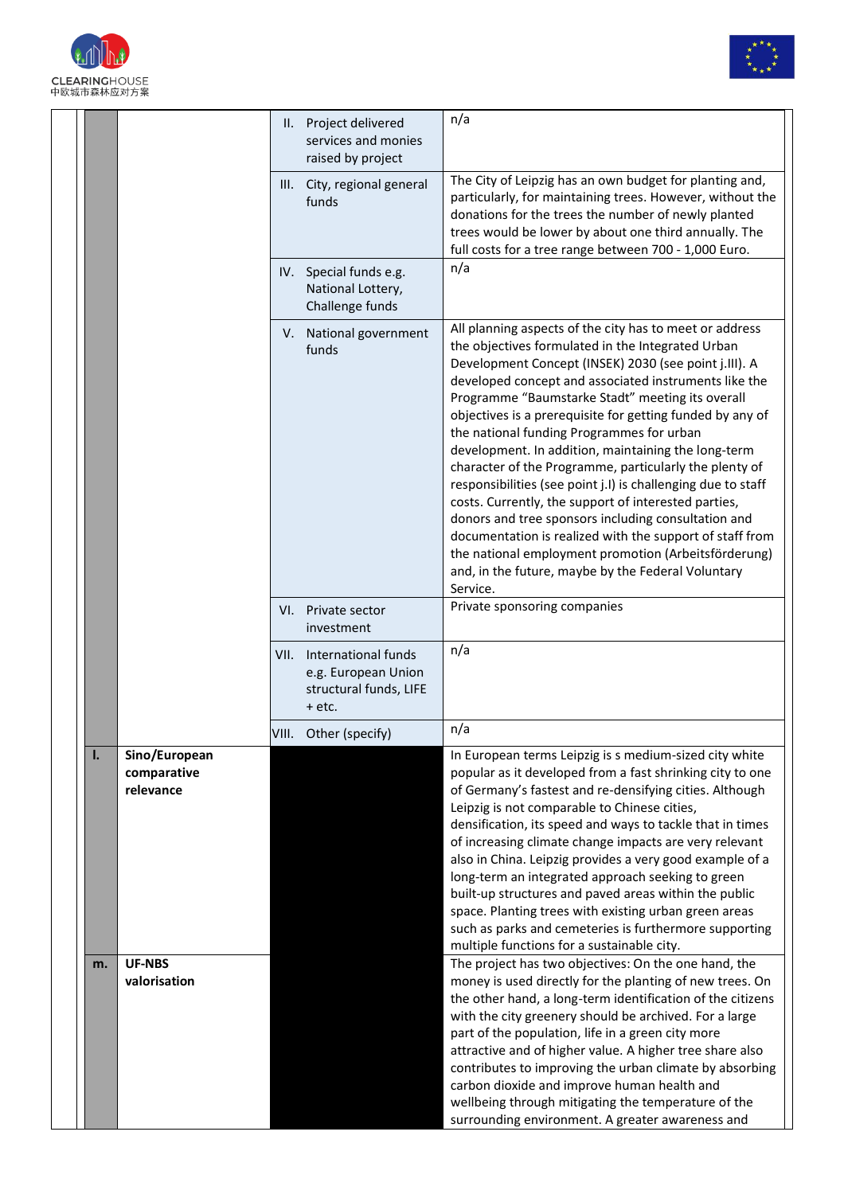| | | | |
|---|---|---|---|
| | | II. Project delivered services and monies raised by project | n/a |
| | | III. City, regional general funds | The City of Leipzig has an own budget for planting and, particularly, for maintaining trees. However, without the donations for the trees the number of newly planted trees would be lower by about one third annually. The full costs for a tree range between 700 - 1,000 Euro. |
| | | IV. Special funds e.g. National Lottery, Challenge funds | n/a |
| | | V. National government funds | All planning aspects of the city has to meet or address the objectives formulated in the Integrated Urban Development Concept (INSEK) 2030 (see point j.III). A developed concept and associated instruments like the Programme "Baumstarke Stadt" meeting its overall objectives is a prerequisite for getting funded by any of the national funding Programmes for urban development. In addition, maintaining the long-term character of the Programme, particularly the plenty of responsibilities (see point j.I) is challenging due to staff costs. Currently, the support of interested parties, donors and tree sponsors including consultation and documentation is realized with the support of staff from the national employment promotion (Arbeitsförderung) and, in the future, maybe by the Federal Voluntary Service. |
| | | VI. Private sector investment | Private sponsoring companies |
| | | VII. International funds e.g. European Union structural funds, LIFE + etc. | n/a |
| | | VIII. Other (specify) | n/a |
| **l.** | **Sino/European comparative relevance** | | In European terms Leipzig is s medium-sized city white popular as it developed from a fast shrinking city to one of Germany's fastest and re-densifying cities. Although Leipzig is not comparable to Chinese cities, densification, its speed and ways to tackle that in times of increasing climate change impacts are very relevant also in China. Leipzig provides a very good example of a long-term an integrated approach seeking to green built-up structures and paved areas within the public space. Planting trees with existing urban green areas such as parks and cemeteries is furthermore supporting multiple functions for a sustainable city. |
| **m.** | **UF-NBS valorisation** | | The project has two objectives: On the one hand, the money is used directly for the planting of new trees. On the other hand, a long-term identification of the citizens with the city greenery should be archived. For a large part of the population, life in a green city more attractive and of higher value. A higher tree share also contributes to improving the urban climate by absorbing carbon dioxide and improve human health and wellbeing through mitigating the temperature of the surrounding environment. A greater awareness and |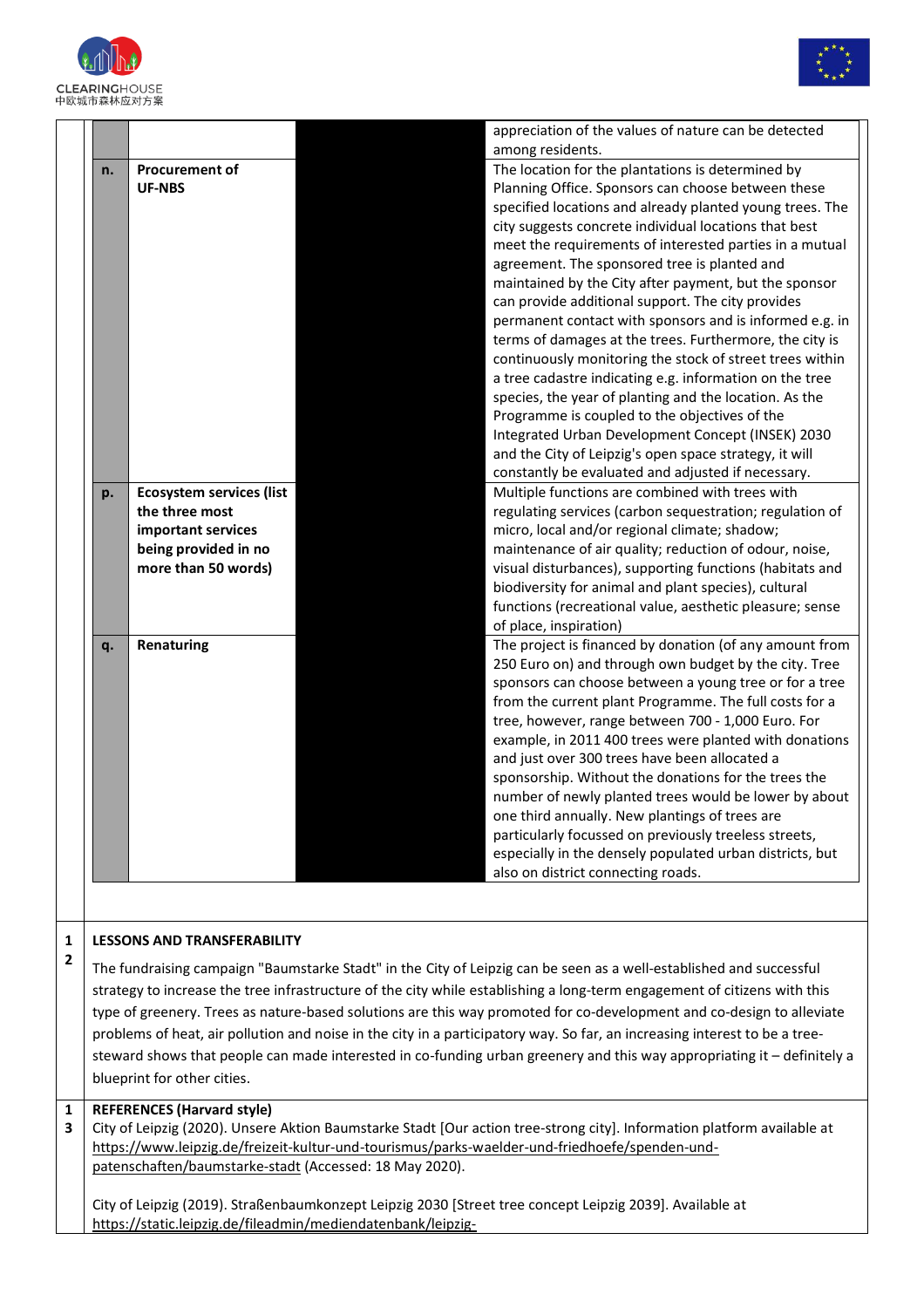| | | | |
|---|---|---|---|
| | | | appreciation of the values of nature can be detected among residents. |
| **n.** | **Procurement of UF-NBS** | | The location for the plantations is determined by Planning Office. Sponsors can choose between these specified locations and already planted young trees. The city suggests concrete individual locations that best meet the requirements of interested parties in a mutual agreement. The sponsored tree is planted and maintained by the City after payment, but the sponsor can provide additional support. The city provides permanent contact with sponsors and is informed e.g. in terms of damages at the trees. Furthermore, the city is continuously monitoring the stock of street trees within a tree cadastre indicating e.g. information on the tree species, the year of planting and the location. As the Programme is coupled to the objectives of the Integrated Urban Development Concept (INSEK) 2030 and the City of Leipzig's open space strategy, it will constantly be evaluated and adjusted if necessary. |
| **p.** | **Ecosystem services (list the three most important services being provided in no more than 50 words)** | | Multiple functions are combined with trees with regulating services (carbon sequestration; regulation of micro, local and/or regional climate; shadow; maintenance of air quality; reduction of odour, noise, visual disturbances), supporting functions (habitats and biodiversity for animal and plant species), cultural functions (recreational value, aesthetic pleasure; sense of place, inspiration) |
| **q.** | **Renaturing** | | The project is financed by donation (of any amount from 250 Euro on) and through own budget by the city. Tree sponsors can choose between a young tree or for a tree from the current plant Programme. The full costs for a tree, however, range between 700 - 1,000 Euro. For example, in 2011 400 trees were planted with donations and just over 300 trees have been allocated a sponsorship. Without the donations for the trees the number of newly planted trees would be lower by about one third annually. New plantings of trees are particularly focussed on previously treeless streets, especially in the densely populated urban districts, but also on district connecting roads. |

## 12 LESSONS AND TRANSFERABILITY

The fundraising campaign "Baumstarke Stadt" in the City of Leipzig can be seen as a well-established and successful strategy to increase the tree infrastructure of the city while establishing a long-term engagement of citizens with this type of greenery. Trees as nature-based solutions are this way promoted for co-development and co-design to alleviate problems of heat, air pollution and noise in the city in a participatory way. So far, an increasing interest to be a tree-steward shows that people can made interested in co-funding urban greenery and this way appropriating it – definitely a blueprint for other cities.

## 13 REFERENCES (Harvard style)

City of Leipzig (2020). Unsere Aktion Baumstarke Stadt [Our action tree-strong city]. Information platform available at https://www.leipzig.de/freizeit-kultur-und-tourismus/parks-waelder-und-friedhoefe/spenden-und-patenschaften/baumstarke-stadt (Accessed: 18 May 2020).

City of Leipzig (2019). Straßenbaumkonzept Leipzig 2030 [Street tree concept Leipzig 2039]. Available at https://static.leipzig.de/fileadmin/mediendatenbank/leipzig-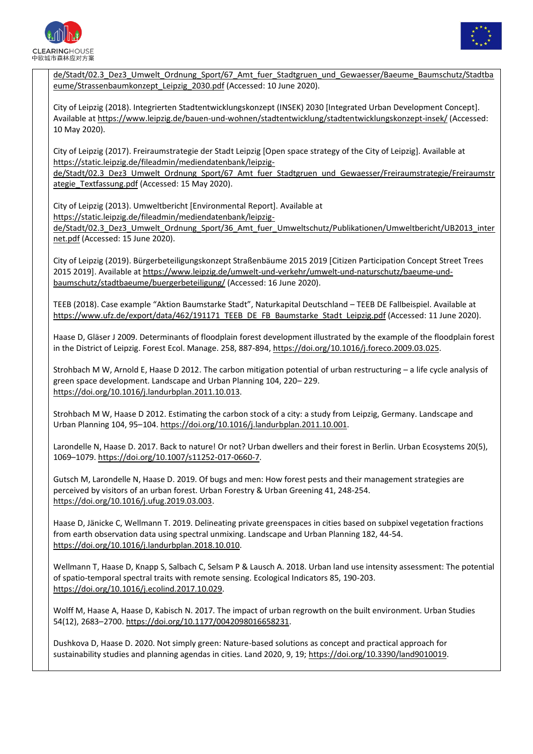de/Stadt/02.3_Dez3_Umwelt_Ordnung_Sport/67_Amt_fuer_Stadtgruen_und_Gewaesser/Baeume_Baumschutz/Stadtbaeume/Strassenbaumkonzept_Leipzig_2030.pdf (Accessed: 10 June 2020).

City of Leipzig (2018). Integrierten Stadtentwicklungskonzept (INSEK) 2030 [Integrated Urban Development Concept]. Available at https://www.leipzig.de/bauen-und-wohnen/stadtentwicklung/stadtentwicklungskonzept-insek/ (Accessed: 10 May 2020).

City of Leipzig (2017). Freiraumstrategie der Stadt Leipzig [Open space strategy of the City of Leipzig]. Available at https://static.leipzig.de/fileadmin/mediendatenbank/leipzig-de/Stadt/02.3_Dez3_Umwelt_Ordnung_Sport/67_Amt_fuer_Stadtgruen_und_Gewaesser/Freiraumstrategie/Freiraumstrategie_Textfassung.pdf (Accessed: 15 May 2020).

City of Leipzig (2013). Umweltbericht [Environmental Report]. Available at https://static.leipzig.de/fileadmin/mediendatenbank/leipzig-de/Stadt/02.3_Dez3_Umwelt_Ordnung_Sport/36_Amt_fuer_Umweltschutz/Publikationen/Umweltbericht/UB2013_internet.pdf (Accessed: 15 June 2020).

City of Leipzig (2019). Bürgerbeteiligungskonzept Straßenbäume 2015 2019 [Citizen Participation Concept Street Trees 2015 2019]. Available at https://www.leipzig.de/umwelt-und-verkehr/umwelt-und-naturschutz/baeume-und-baumschutz/stadtbaeume/buergerbeteiligung/ (Accessed: 16 June 2020).

TEEB (2018). Case example "Aktion Baumstarke Stadt", Naturkapital Deutschland – TEEB DE Fallbeispiel. Available at https://www.ufz.de/export/data/462/191171_TEEB_DE_FB_Baumstarke_Stadt_Leipzig.pdf (Accessed: 11 June 2020).

Haase D, Gläser J 2009. Determinants of floodplain forest development illustrated by the example of the floodplain forest in the District of Leipzig. Forest Ecol. Manage. 258, 887-894, https://doi.org/10.1016/j.foreco.2009.03.025.

Strohbach M W, Arnold E, Haase D 2012. The carbon mitigation potential of urban restructuring – a life cycle analysis of green space development. Landscape and Urban Planning 104, 220– 229. https://doi.org/10.1016/j.landurbplan.2011.10.013.

Strohbach M W, Haase D 2012. Estimating the carbon stock of a city: a study from Leipzig, Germany. Landscape and Urban Planning 104, 95–104. https://doi.org/10.1016/j.landurbplan.2011.10.001.

Larondelle N, Haase D. 2017. Back to nature! Or not? Urban dwellers and their forest in Berlin. Urban Ecosystems 20(5), 1069–1079. https://doi.org/10.1007/s11252-017-0660-7.

Gutsch M, Larondelle N, Haase D. 2019. Of bugs and men: How forest pests and their management strategies are perceived by visitors of an urban forest. Urban Forestry & Urban Greening 41, 248-254. https://doi.org/10.1016/j.ufug.2019.03.003.

Haase D, Jänicke C, Wellmann T. 2019. Delineating private greenspaces in cities based on subpixel vegetation fractions from earth observation data using spectral unmixing. Landscape and Urban Planning 182, 44-54. https://doi.org/10.1016/j.landurbplan.2018.10.010.

Wellmann T, Haase D, Knapp S, Salbach C, Selsam P & Lausch A. 2018. Urban land use intensity assessment: The potential of spatio-temporal spectral traits with remote sensing. Ecological Indicators 85, 190-203. https://doi.org/10.1016/j.ecolind.2017.10.029.

Wolff M, Haase A, Haase D, Kabisch N. 2017. The impact of urban regrowth on the built environment. Urban Studies 54(12), 2683–2700. https://doi.org/10.1177/0042098016658231.

Dushkova D, Haase D. 2020. Not simply green: Nature-based solutions as concept and practical approach for sustainability studies and planning agendas in cities. Land 2020, 9, 19; https://doi.org/10.3390/land9010019.